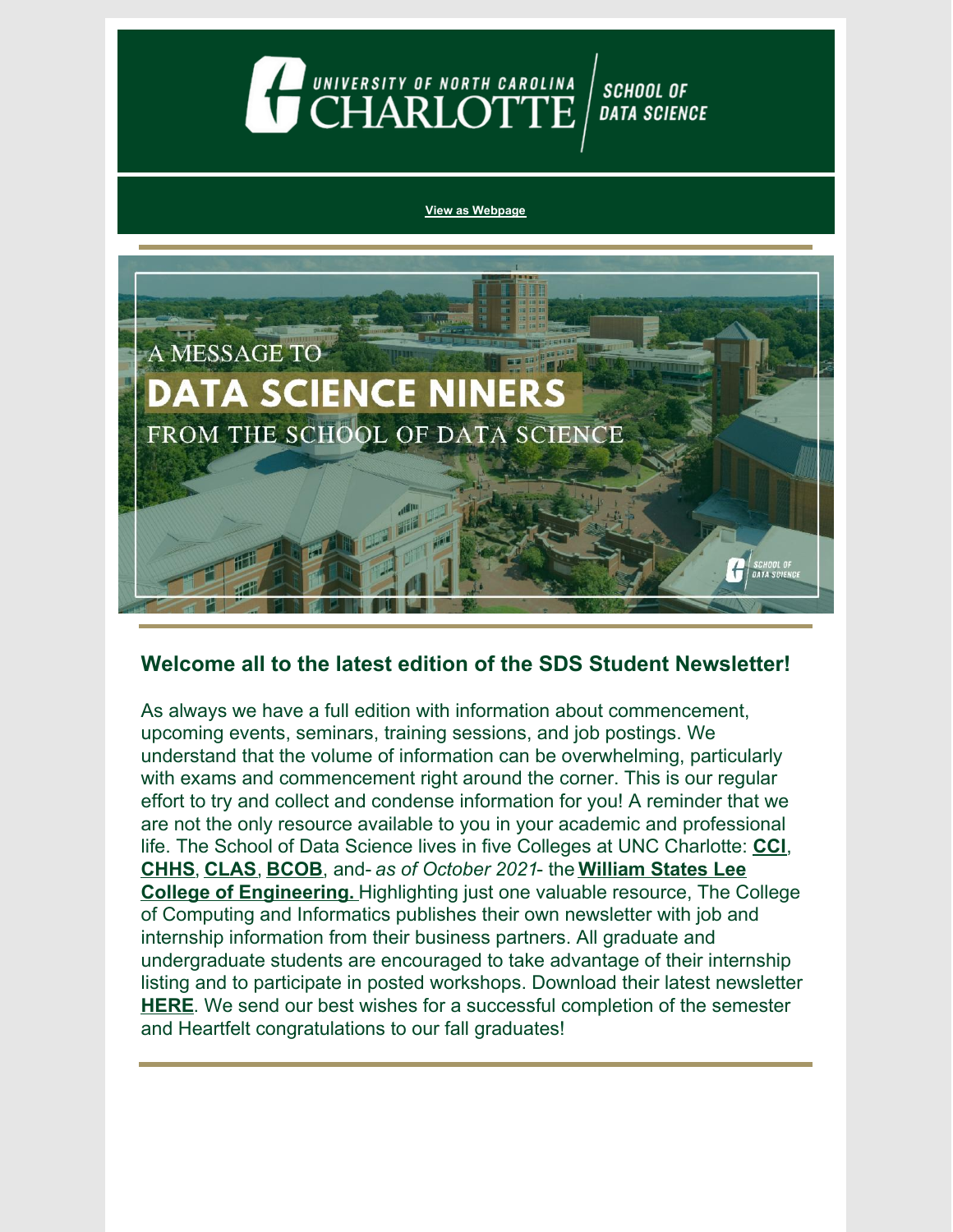View as Webpage

A MESSAGE TO

DATA SCIENCE NINERS

FROM THE SCHOOL OF DATA SCIENCE

## Welcome all to the latest edition of the SDS Student Newsletter!

As always we have a full edition with information about commencement, upcoming events, seminars, training sessions, and job postings. We understand that the volume of information can be overwhelming, particularly with exams and commencement right around the corner. This is our regular effort to try and collect and condense information for you! A reminder that we are not the only resource available to you in your academic and professional life. The School of Data Science lives in five Colleges at UNC Charlotte: **CCI**, **CHHS**, **CLAS**, **BCOB**, and- *as of October 2021*- the **William States Lee College of Engineering.** Highlighting just one valuable resource, The College of Computing and Informatics publishes their own newsletter with job and internship information from their business partners. All graduate and undergraduate students are encouraged to take advantage of their internship listing and to participate in posted workshops. Download their latest newsletter **HERE**. We send our best wishes for a successful completion of the semester and Heartfelt congratulations to our fall graduates!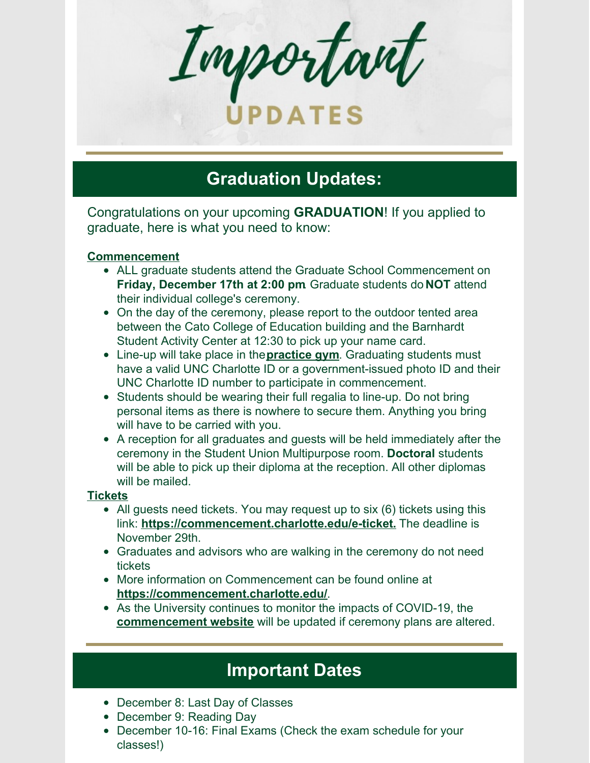# Important UPDATES

## Graduation Updates:

Congratulations on your upcoming **GRADUATION**! If you applied to graduate, here is what you need to know:

**Commencement**

- ALL graduate students attend the Graduate School Commencement on **Friday, December 17th at 2:00 pm**. Graduate students do **NOT** attend their individual college's ceremony.
- On the day of the ceremony, please report to the outdoor tented area between the Cato College of Education building and the Barnhardt Student Activity Center at 12:30 to pick up your name card.
- Line-up will take place in the **practice gym**. Graduating students must have a valid UNC Charlotte ID or a government-issued photo ID and their UNC Charlotte ID number to participate in commencement.
- Students should be wearing their full regalia to line-up. Do not bring personal items as there is nowhere to secure them. Anything you bring will have to be carried with you.
- A reception for all graduates and guests will be held immediately after the ceremony in the Student Union Multipurpose room. **Doctoral** students will be able to pick up their diploma at the reception. All other diplomas will be mailed.

**Tickets**

- All guests need tickets. You may request up to six (6) tickets using this link: **https://commencement.charlotte.edu/e-ticket.** The deadline is November 29th.
- Graduates and advisors who are walking in the ceremony do not need tickets
- More information on Commencement can be found online at **https://commencement.charlotte.edu/**.
- As the University continues to monitor the impacts of COVID-19, the **commencement website** will be updated if ceremony plans are altered.

## Important Dates

- December 8: Last Day of Classes
- December 9: Reading Day
- December 10-16: Final Exams (Check the exam schedule for your classes!)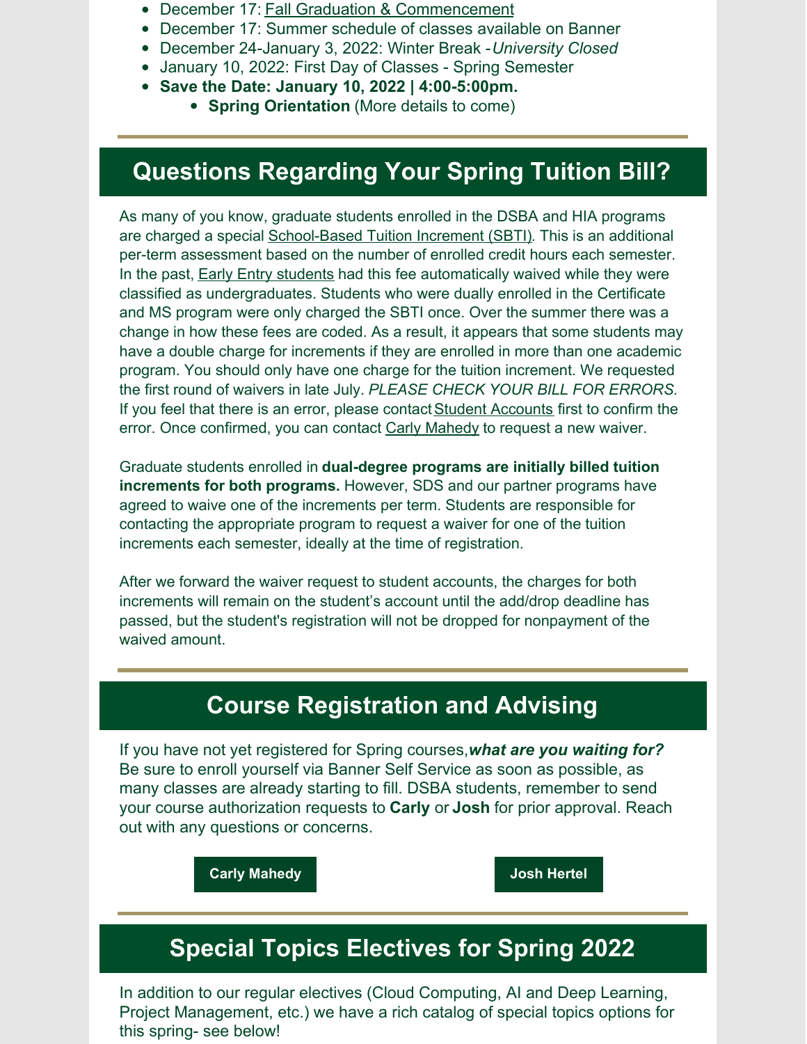- December 17: Fall Graduation & Commencement
- December 17: Summer schedule of classes available on Banner
- December 24-January 3, 2022: Winter Break - *University Closed*
- January 10, 2022: First Day of Classes - Spring Semester
- **Save the Date: January 10, 2022 | 4:00-5:00pm.**
    - **Spring Orientation** (More details to come)

---

## Questions Regarding Your Spring Tuition Bill?

As many of you know, graduate students enrolled in the DSBA and HIA programs are charged a special School-Based Tuition Increment (SBTI). This is an additional per-term assessment based on the number of enrolled credit hours each semester. In the past, Early Entry students had this fee automatically waived while they were classified as undergraduates. Students who were dually enrolled in the Certificate and MS program were only charged the SBTI once. Over the summer there was a change in how these fees are coded. As a result, it appears that some students may have a double charge for increments if they are enrolled in more than one academic program. You should only have one charge for the tuition increment. We requested the first round of waivers in late July. *PLEASE CHECK YOUR BILL FOR ERRORS.* If you feel that there is an error, please contact Student Accounts first to confirm the error. Once confirmed, you can contact Carly Mahedy to request a new waiver.

Graduate students enrolled in **dual-degree programs are initially billed tuition increments for both programs.** However, SDS and our partner programs have agreed to waive one of the increments per term. Students are responsible for contacting the appropriate program to request a waiver for one of the tuition increments each semester, ideally at the time of registration.

After we forward the waiver request to student accounts, the charges for both increments will remain on the student's account until the add/drop deadline has passed, but the student's registration will not be dropped for nonpayment of the waived amount.

---

## Course Registration and Advising

If you have not yet registered for Spring courses, ***what are you waiting for?*** Be sure to enroll yourself via Banner Self Service as soon as possible, as many classes are already starting to fill. DSBA students, remember to send your course authorization requests to **Carly** or **Josh** for prior approval. Reach out with any questions or concerns.

**Carly Mahedy** | **Josh Hertel**

---

## Special Topics Electives for Spring 2022

In addition to our regular electives (Cloud Computing, AI and Deep Learning, Project Management, etc.) we have a rich catalog of special topics options for this spring- see below!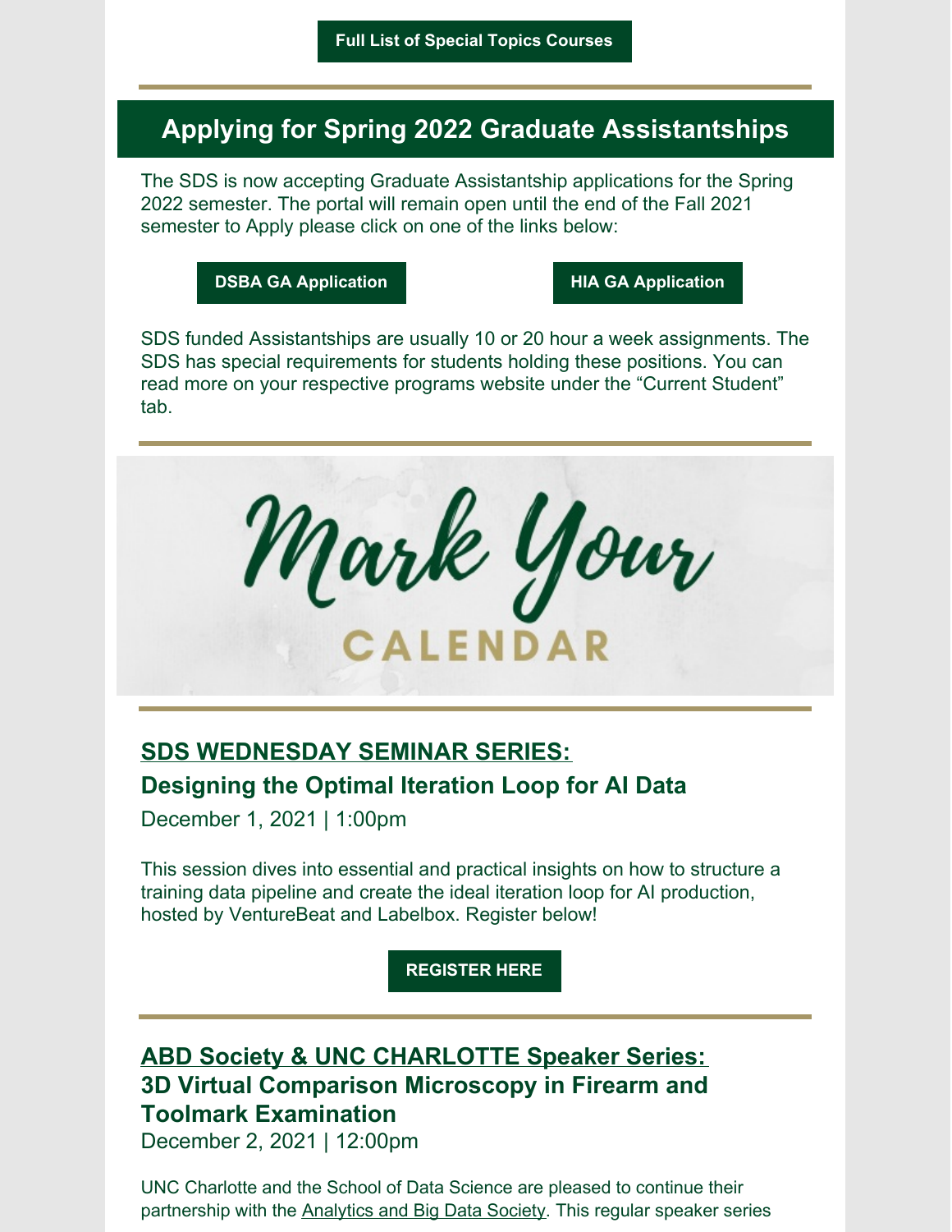**Full List of Special Topics Courses**

## Applying for Spring 2022 Graduate Assistantships

The SDS is now accepting Graduate Assistantship applications for the Spring 2022 semester. The portal will remain open until the end of the Fall 2021 semester to Apply please click on one of the links below:

**DSBA GA Application** **HIA GA Application**

SDS funded Assistantships are usually 10 or 20 hour a week assignments. The SDS has special requirements for students holding these positions. You can read more on your respective programs website under the "Current Student" tab.

Mark Your CALENDAR

### SDS WEDNESDAY SEMINAR SERIES:
### Designing the Optimal Iteration Loop for AI Data

December 1, 2021 | 1:00pm

This session dives into essential and practical insights on how to structure a training data pipeline and create the ideal iteration loop for AI production, hosted by VentureBeat and Labelbox. Register below!

**REGISTER HERE**

### ABD Society & UNC CHARLOTTE Speaker Series:
### 3D Virtual Comparison Microscopy in Firearm and Toolmark Examination

December 2, 2021 | 12:00pm

UNC Charlotte and the School of Data Science are pleased to continue their partnership with the Analytics and Big Data Society. This regular speaker series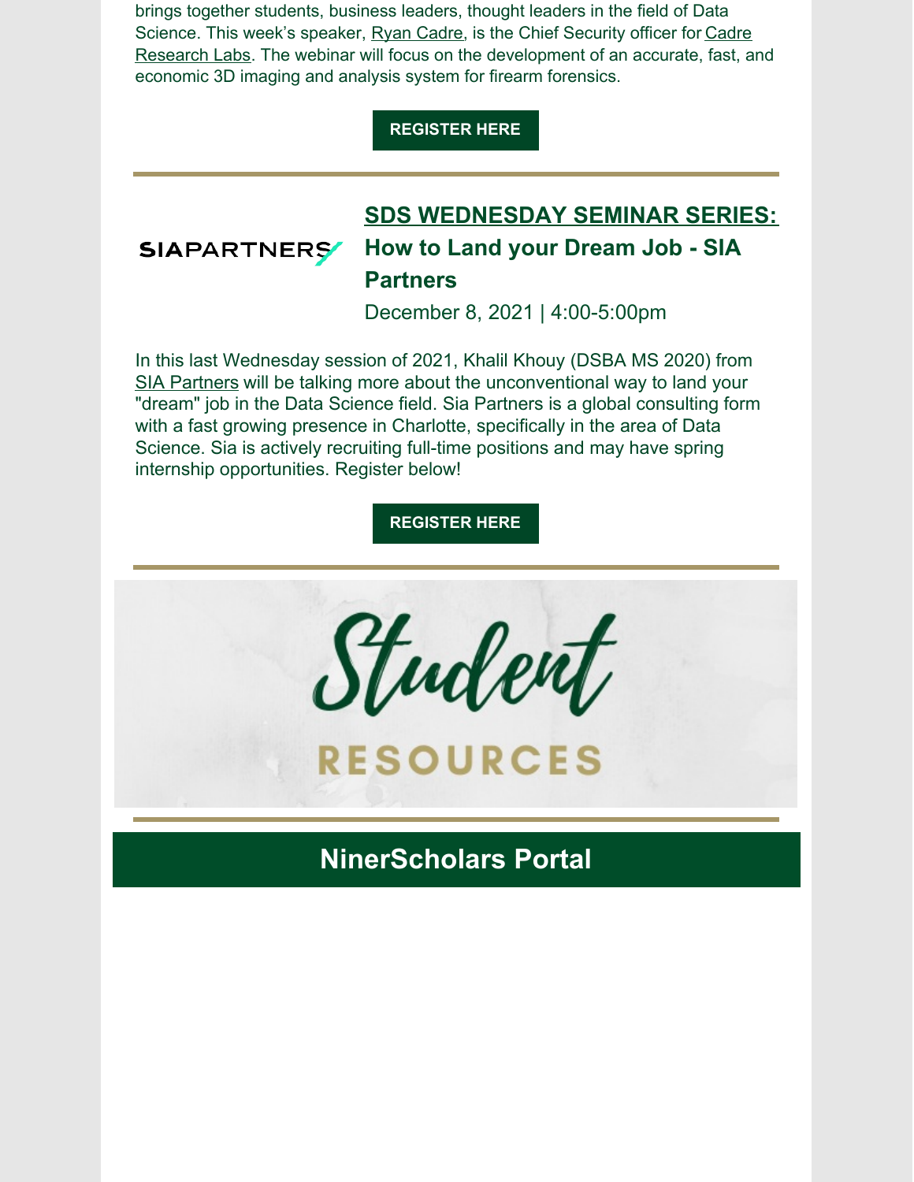brings together students, business leaders, thought leaders in the field of Data Science. This week's speaker, Ryan Cadre, is the Chief Security officer for Cadre Research Labs. The webinar will focus on the development of an accurate, fast, and economic 3D imaging and analysis system for firearm forensics.

**REGISTER HERE**

---

SIAPARTNERS

## SDS WEDNESDAY SEMINAR SERIES: How to Land your Dream Job - SIA Partners

December 8, 2021 | 4:00-5:00pm

In this last Wednesday session of 2021, Khalil Khouy (DSBA MS 2020) from SIA Partners will be talking more about the unconventional way to land your "dream" job in the Data Science field. Sia Partners is a global consulting form with a fast growing presence in Charlotte, specifically in the area of Data Science. Sia is actively recruiting full-time positions and may have spring internship opportunities. Register below!

**REGISTER HERE**

---

# Student RESOURCES

---

## NinerScholars Portal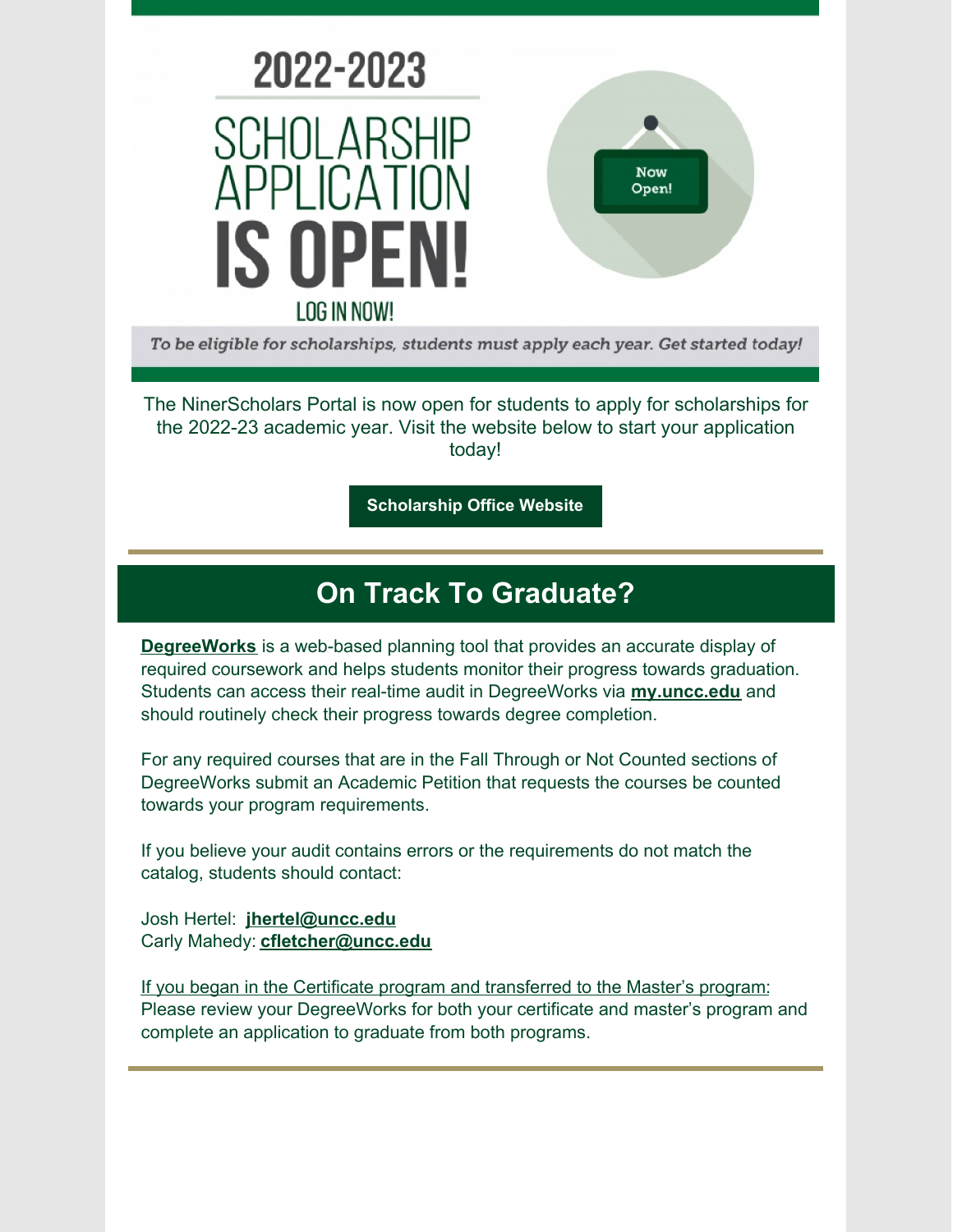# 2022-2023 SCHOLARSHIP APPLICATION IS OPEN!

LOG IN NOW!

Now Open!

*To be eligible for scholarships, students must apply each year. Get started today!*

The NinerScholars Portal is now open for students to apply for scholarships for the 2022-23 academic year. Visit the website below to start your application today!

**Scholarship Office Website**

## On Track To Graduate?

**DegreeWorks** is a web-based planning tool that provides an accurate display of required coursework and helps students monitor their progress towards graduation. Students can access their real-time audit in DegreeWorks via **my.uncc.edu** and should routinely check their progress towards degree completion.

For any required courses that are in the Fall Through or Not Counted sections of DegreeWorks submit an Academic Petition that requests the courses be counted towards your program requirements.

If you believe your audit contains errors or the requirements do not match the catalog, students should contact:

Josh Hertel: **jhertel@uncc.edu**
Carly Mahedy: **cfletcher@uncc.edu**

If you began in the Certificate program and transferred to the Master's program: Please review your DegreeWorks for both your certificate and master's program and complete an application to graduate from both programs.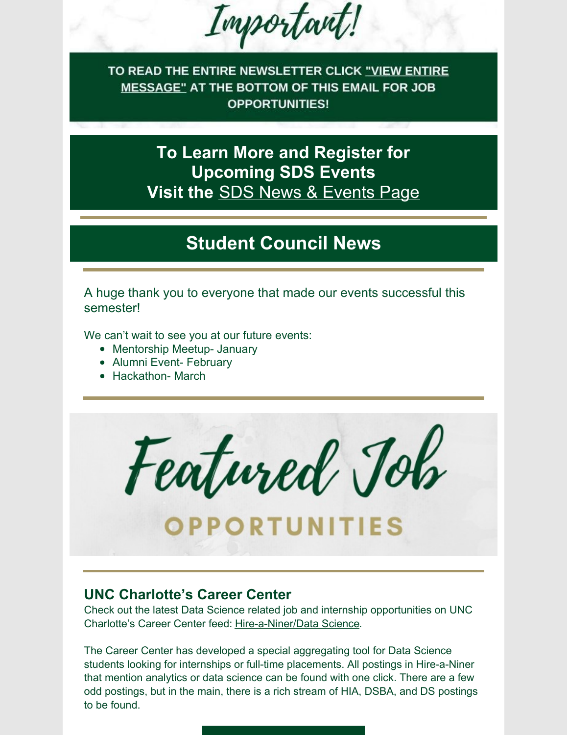# Important!

**TO READ THE ENTIRE NEWSLETTER CLICK "VIEW ENTIRE MESSAGE" AT THE BOTTOM OF THIS EMAIL FOR JOB OPPORTUNITIES!**

## To Learn More and Register for Upcoming SDS Events
## Visit the SDS News & Events Page

## Student Council News

A huge thank you to everyone that made our events successful this semester!

We can't wait to see you at our future events:

- Mentorship Meetup- January
- Alumni Event- February
- Hackathon- March

# Featured Job OPPORTUNITIES

### UNC Charlotte's Career Center

Check out the latest Data Science related job and internship opportunities on UNC Charlotte's Career Center feed: Hire-a-Niner/Data Science.

The Career Center has developed a special aggregating tool for Data Science students looking for internships or full-time placements. All postings in Hire-a-Niner that mention analytics or data science can be found with one click. There are a few odd postings, but in the main, there is a rich stream of HIA, DSBA, and DS postings to be found.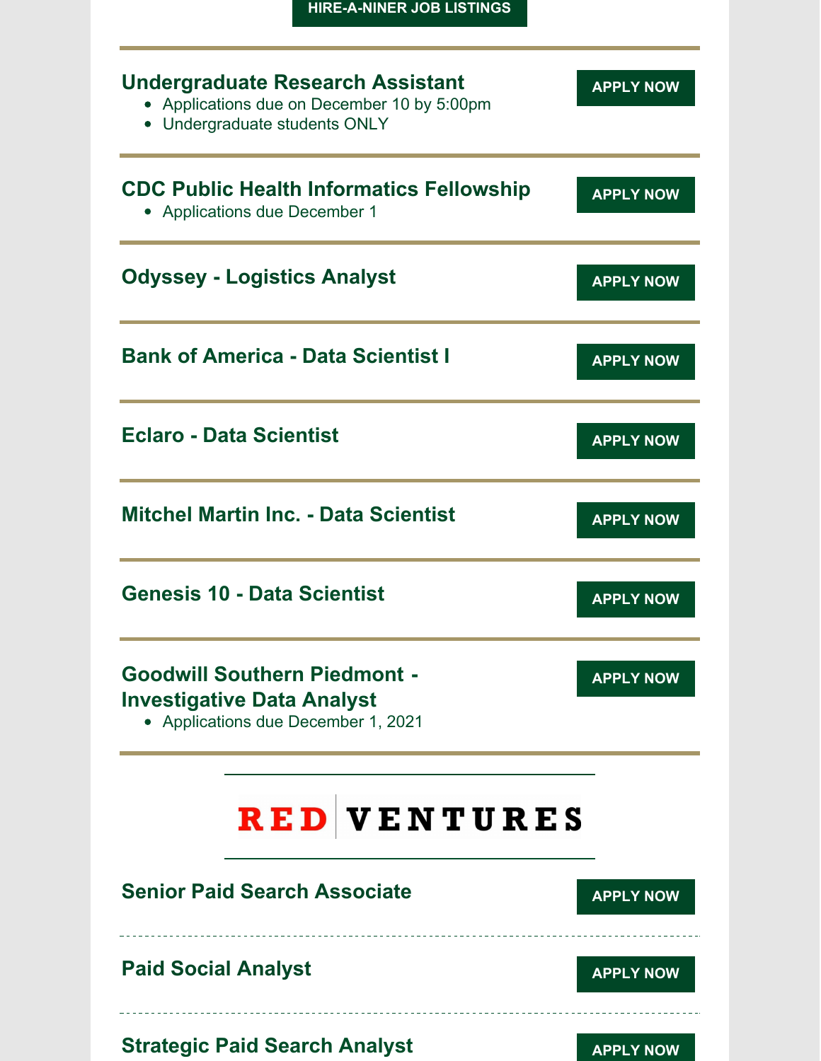**HIRE-A-NINER JOB LISTINGS**

---

### Undergraduate Research Assistant

- Applications due on December 10 by 5:00pm
- Undergraduate students ONLY

**APPLY NOW**

---

### CDC Public Health Informatics Fellowship

- Applications due December 1

**APPLY NOW**

---

### Odyssey - Logistics Analyst

**APPLY NOW**

---

### Bank of America - Data Scientist I

**APPLY NOW**

---

### Eclaro - Data Scientist

**APPLY NOW**

---

### Mitchel Martin Inc. - Data Scientist

**APPLY NOW**

---

### Genesis 10 - Data Scientist

**APPLY NOW**

---

### Goodwill Southern Piedmont - Investigative Data Analyst

- Applications due December 1, 2021

**APPLY NOW**

---

## RED VENTURES

### Senior Paid Search Associate

**APPLY NOW**

---

### Paid Social Analyst

**APPLY NOW**

---

### Strategic Paid Search Analyst

**APPLY NOW**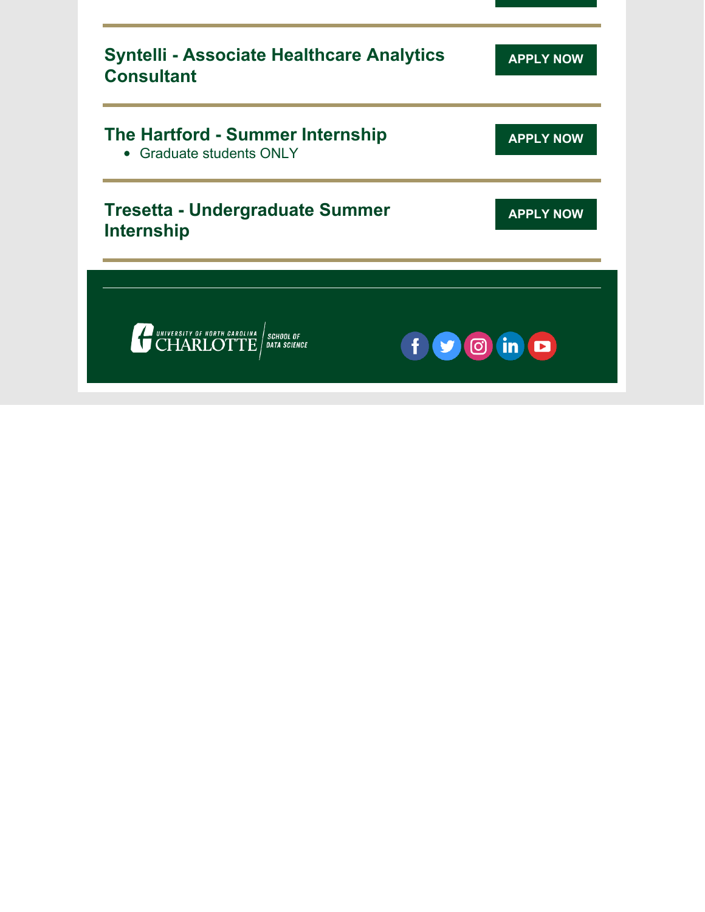### Syntelli - Associate Healthcare Analytics Consultant

APPLY NOW

---

### The Hartford - Summer Internship

- Graduate students ONLY

APPLY NOW

---

### Tresetta - Undergraduate Summer Internship

APPLY NOW

---

UNIVERSITY OF NORTH CAROLINA CHARLOTTE | SCHOOL OF DATA SCIENCE